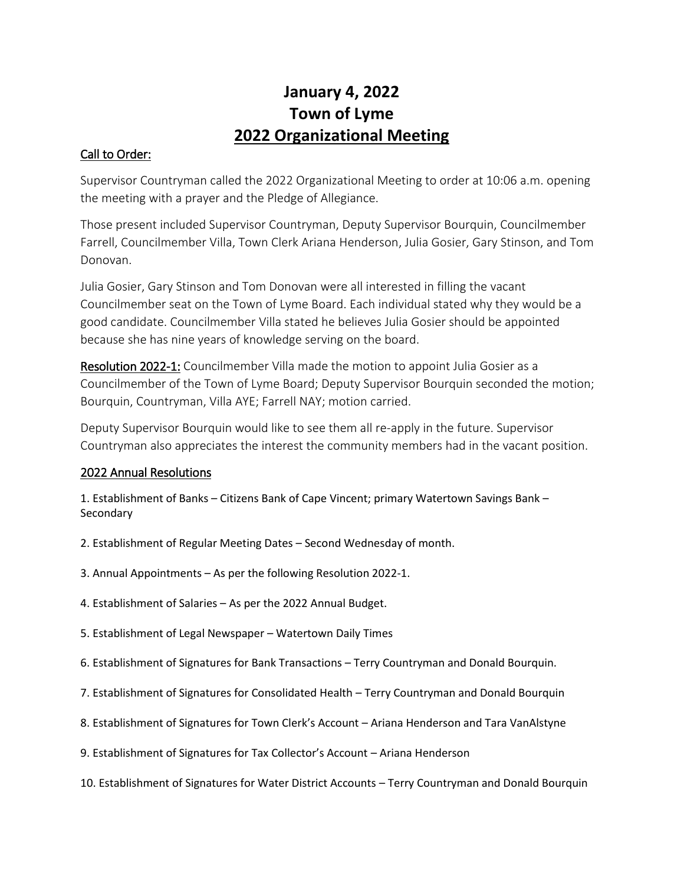# January 4, 2022
# Town of Lyme
# 2022 Organizational Meeting

## Call to Order:

Supervisor Countryman called the 2022 Organizational Meeting to order at 10:06 a.m. opening the meeting with a prayer and the Pledge of Allegiance.

Those present included Supervisor Countryman, Deputy Supervisor Bourquin, Councilmember Farrell, Councilmember Villa, Town Clerk Ariana Henderson, Julia Gosier, Gary Stinson, and Tom Donovan.

Julia Gosier, Gary Stinson and Tom Donovan were all interested in filling the vacant Councilmember seat on the Town of Lyme Board. Each individual stated why they would be a good candidate. Councilmember Villa stated he believes Julia Gosier should be appointed because she has nine years of knowledge serving on the board.

**Resolution 2022-1:** Councilmember Villa made the motion to appoint Julia Gosier as a Councilmember of the Town of Lyme Board; Deputy Supervisor Bourquin seconded the motion; Bourquin, Countryman, Villa AYE; Farrell NAY; motion carried.

Deputy Supervisor Bourquin would like to see them all re-apply in the future. Supervisor Countryman also appreciates the interest the community members had in the vacant position.

## 2022 Annual Resolutions

1. Establishment of Banks – Citizens Bank of Cape Vincent; primary Watertown Savings Bank – Secondary
2. Establishment of Regular Meeting Dates – Second Wednesday of month.
3. Annual Appointments – As per the following Resolution 2022-1.
4. Establishment of Salaries – As per the 2022 Annual Budget.
5. Establishment of Legal Newspaper – Watertown Daily Times
6. Establishment of Signatures for Bank Transactions – Terry Countryman and Donald Bourquin.
7. Establishment of Signatures for Consolidated Health – Terry Countryman and Donald Bourquin
8. Establishment of Signatures for Town Clerk's Account – Ariana Henderson and Tara VanAlstyne
9. Establishment of Signatures for Tax Collector's Account – Ariana Henderson
10. Establishment of Signatures for Water District Accounts – Terry Countryman and Donald Bourquin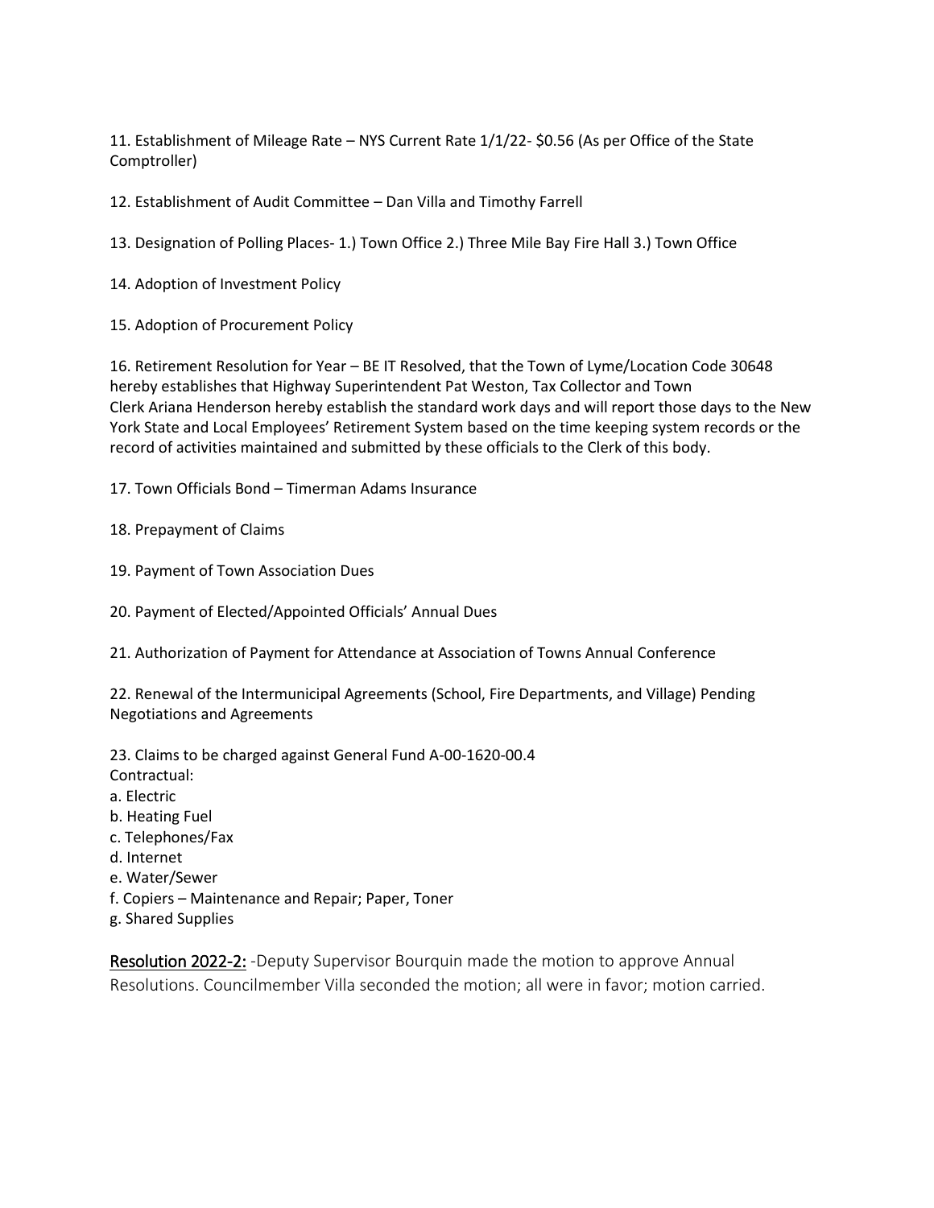11. Establishment of Mileage Rate – NYS Current Rate 1/1/22- $0.56 (As per Office of the State Comptroller)

12. Establishment of Audit Committee – Dan Villa and Timothy Farrell

13. Designation of Polling Places- 1.) Town Office 2.) Three Mile Bay Fire Hall 3.) Town Office

14. Adoption of Investment Policy

15. Adoption of Procurement Policy

16. Retirement Resolution for Year – BE IT Resolved, that the Town of Lyme/Location Code 30648 hereby establishes that Highway Superintendent Pat Weston, Tax Collector and Town Clerk Ariana Henderson hereby establish the standard work days and will report those days to the New York State and Local Employees' Retirement System based on the time keeping system records or the record of activities maintained and submitted by these officials to the Clerk of this body.

17. Town Officials Bond – Timerman Adams Insurance

18. Prepayment of Claims

19. Payment of Town Association Dues

20. Payment of Elected/Appointed Officials' Annual Dues

21. Authorization of Payment for Attendance at Association of Towns Annual Conference

22. Renewal of the Intermunicipal Agreements (School, Fire Departments, and Village) Pending Negotiations and Agreements

23. Claims to be charged against General Fund A-00-1620-00.4
Contractual:
a. Electric
b. Heating Fuel
c. Telephones/Fax
d. Internet
e. Water/Sewer
f. Copiers – Maintenance and Repair; Paper, Toner
g. Shared Supplies

<u>Resolution 2022-2:</u> -Deputy Supervisor Bourquin made the motion to approve Annual Resolutions. Councilmember Villa seconded the motion; all were in favor; motion carried.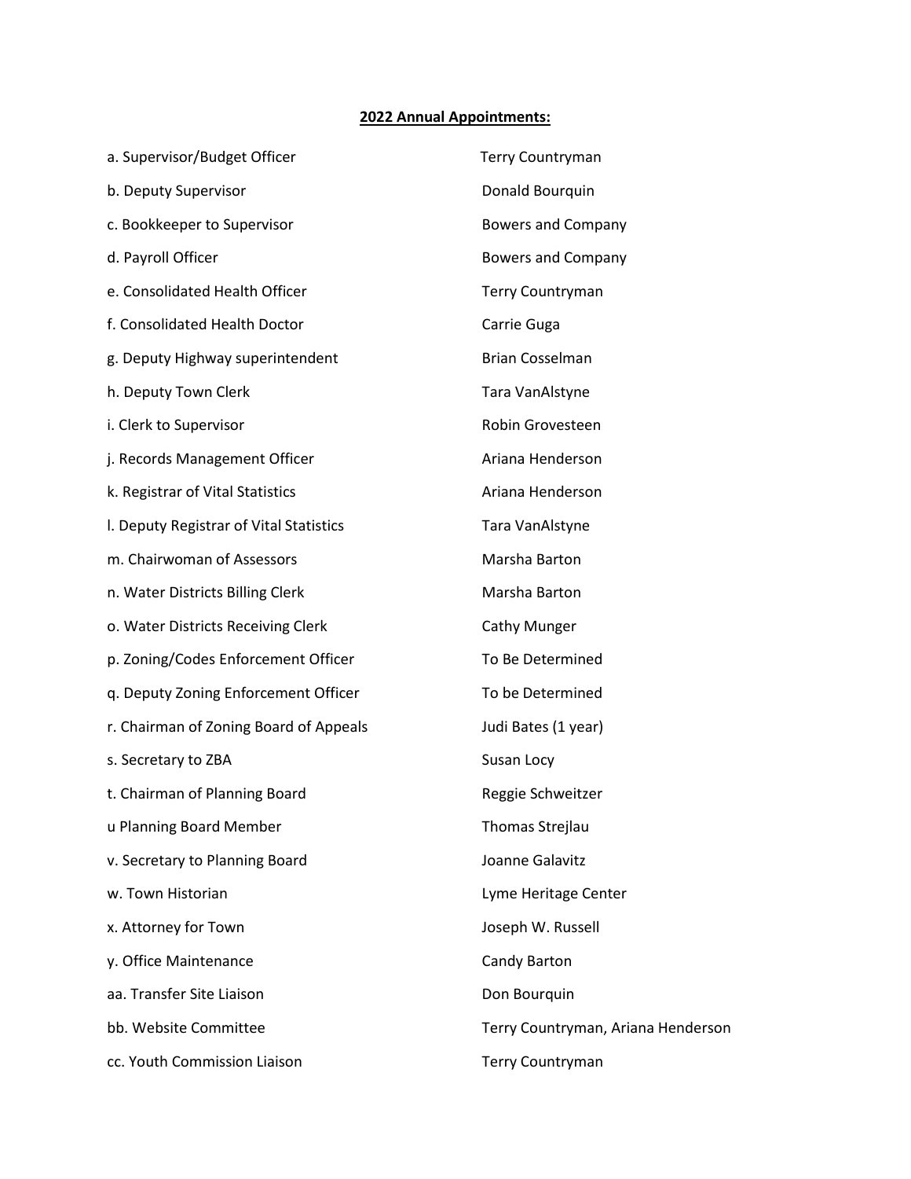**2022 Annual Appointments:**

| | |
|---|---|
| a. Supervisor/Budget Officer | Terry Countryman |
| b. Deputy Supervisor | Donald Bourquin |
| c. Bookkeeper to Supervisor | Bowers and Company |
| d. Payroll Officer | Bowers and Company |
| e. Consolidated Health Officer | Terry Countryman |
| f. Consolidated Health Doctor | Carrie Guga |
| g. Deputy Highway superintendent | Brian Cosselman |
| h. Deputy Town Clerk | Tara VanAlstyne |
| i. Clerk to Supervisor | Robin Grovesteen |
| j. Records Management Officer | Ariana Henderson |
| k. Registrar of Vital Statistics | Ariana Henderson |
| l. Deputy Registrar of Vital Statistics | Tara VanAlstyne |
| m. Chairwoman of Assessors | Marsha Barton |
| n. Water Districts Billing Clerk | Marsha Barton |
| o. Water Districts Receiving Clerk | Cathy Munger |
| p. Zoning/Codes Enforcement Officer | To Be Determined |
| q. Deputy Zoning Enforcement Officer | To be Determined |
| r. Chairman of Zoning Board of Appeals | Judi Bates (1 year) |
| s. Secretary to ZBA | Susan Locy |
| t. Chairman of Planning Board | Reggie Schweitzer |
| u Planning Board Member | Thomas Strejlau |
| v. Secretary to Planning Board | Joanne Galavitz |
| w. Town Historian | Lyme Heritage Center |
| x. Attorney for Town | Joseph W. Russell |
| y. Office Maintenance | Candy Barton |
| aa. Transfer Site Liaison | Don Bourquin |
| bb. Website Committee | Terry Countryman, Ariana Henderson |
| cc. Youth Commission Liaison | Terry Countryman |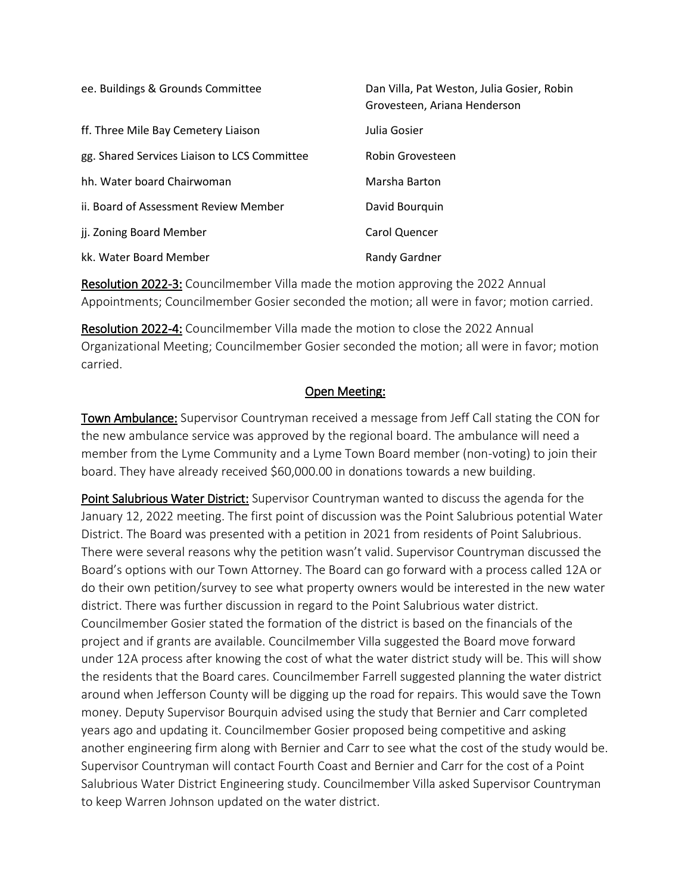| | |
|---|---|
| ee. Buildings & Grounds Committee | Dan Villa, Pat Weston, Julia Gosier, Robin Grovesteen, Ariana Henderson |
| ff. Three Mile Bay Cemetery Liaison | Julia Gosier |
| gg. Shared Services Liaison to LCS Committee | Robin Grovesteen |
| hh. Water board Chairwoman | Marsha Barton |
| ii. Board of Assessment Review Member | David Bourquin |
| jj. Zoning Board Member | Carol Quencer |
| kk. Water Board Member | Randy Gardner |

**Resolution 2022-3:** Councilmember Villa made the motion approving the 2022 Annual Appointments; Councilmember Gosier seconded the motion; all were in favor; motion carried.

**Resolution 2022-4:** Councilmember Villa made the motion to close the 2022 Annual Organizational Meeting; Councilmember Gosier seconded the motion; all were in favor; motion carried.

## Open Meeting:

**Town Ambulance:** Supervisor Countryman received a message from Jeff Call stating the CON for the new ambulance service was approved by the regional board. The ambulance will need a member from the Lyme Community and a Lyme Town Board member (non-voting) to join their board. They have already received $60,000.00 in donations towards a new building.

**Point Salubrious Water District:** Supervisor Countryman wanted to discuss the agenda for the January 12, 2022 meeting. The first point of discussion was the Point Salubrious potential Water District. The Board was presented with a petition in 2021 from residents of Point Salubrious. There were several reasons why the petition wasn't valid. Supervisor Countryman discussed the Board's options with our Town Attorney. The Board can go forward with a process called 12A or do their own petition/survey to see what property owners would be interested in the new water district. There was further discussion in regard to the Point Salubrious water district. Councilmember Gosier stated the formation of the district is based on the financials of the project and if grants are available. Councilmember Villa suggested the Board move forward under 12A process after knowing the cost of what the water district study will be. This will show the residents that the Board cares. Councilmember Farrell suggested planning the water district around when Jefferson County will be digging up the road for repairs. This would save the Town money. Deputy Supervisor Bourquin advised using the study that Bernier and Carr completed years ago and updating it. Councilmember Gosier proposed being competitive and asking another engineering firm along with Bernier and Carr to see what the cost of the study would be. Supervisor Countryman will contact Fourth Coast and Bernier and Carr for the cost of a Point Salubrious Water District Engineering study. Councilmember Villa asked Supervisor Countryman to keep Warren Johnson updated on the water district.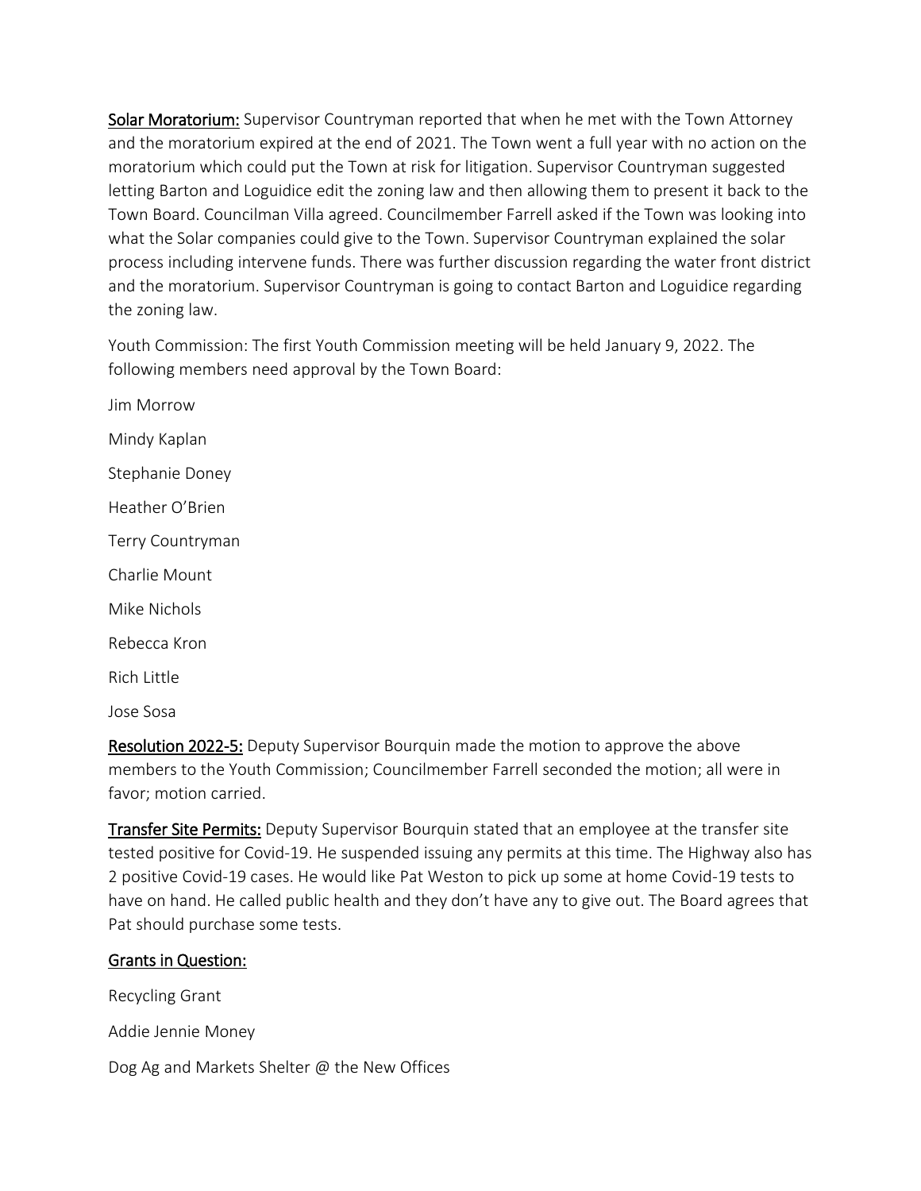**Solar Moratorium:** Supervisor Countryman reported that when he met with the Town Attorney and the moratorium expired at the end of 2021. The Town went a full year with no action on the moratorium which could put the Town at risk for litigation. Supervisor Countryman suggested letting Barton and Loguidice edit the zoning law and then allowing them to present it back to the Town Board. Councilman Villa agreed. Councilmember Farrell asked if the Town was looking into what the Solar companies could give to the Town. Supervisor Countryman explained the solar process including intervene funds. There was further discussion regarding the water front district and the moratorium. Supervisor Countryman is going to contact Barton and Loguidice regarding the zoning law.

Youth Commission: The first Youth Commission meeting will be held January 9, 2022. The following members need approval by the Town Board:

Jim Morrow

Mindy Kaplan

Stephanie Doney

Heather O'Brien

Terry Countryman

Charlie Mount

Mike Nichols

Rebecca Kron

Rich Little

Jose Sosa

**Resolution 2022-5:** Deputy Supervisor Bourquin made the motion to approve the above members to the Youth Commission; Councilmember Farrell seconded the motion; all were in favor; motion carried.

**Transfer Site Permits:** Deputy Supervisor Bourquin stated that an employee at the transfer site tested positive for Covid-19. He suspended issuing any permits at this time. The Highway also has 2 positive Covid-19 cases. He would like Pat Weston to pick up some at home Covid-19 tests to have on hand. He called public health and they don't have any to give out. The Board agrees that Pat should purchase some tests.

**Grants in Question:**

Recycling Grant

Addie Jennie Money

Dog Ag and Markets Shelter @ the New Offices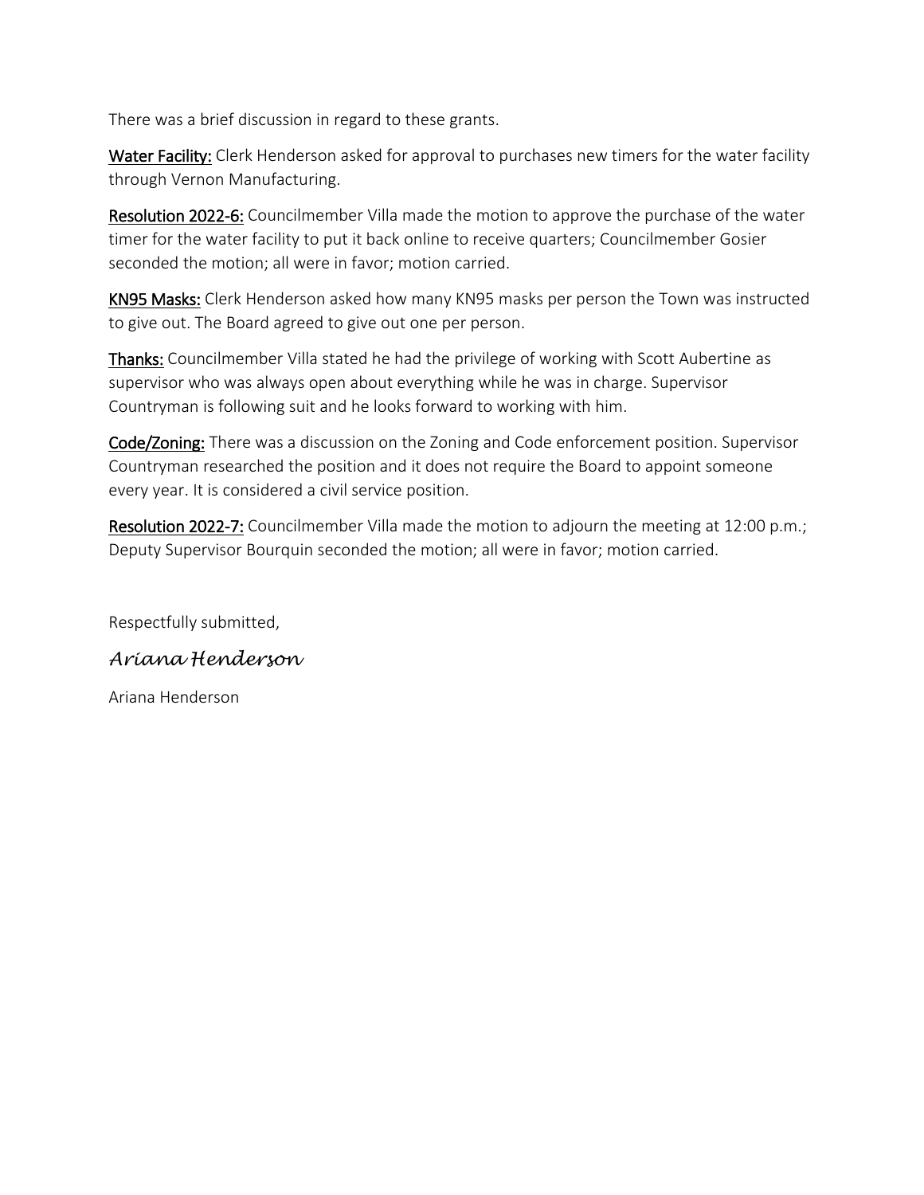There was a brief discussion in regard to these grants.

**Water Facility:** Clerk Henderson asked for approval to purchases new timers for the water facility through Vernon Manufacturing.

**Resolution 2022-6:** Councilmember Villa made the motion to approve the purchase of the water timer for the water facility to put it back online to receive quarters; Councilmember Gosier seconded the motion; all were in favor; motion carried.

**KN95 Masks:** Clerk Henderson asked how many KN95 masks per person the Town was instructed to give out. The Board agreed to give out one per person.

**Thanks:** Councilmember Villa stated he had the privilege of working with Scott Aubertine as supervisor who was always open about everything while he was in charge. Supervisor Countryman is following suit and he looks forward to working with him.

**Code/Zoning:** There was a discussion on the Zoning and Code enforcement position. Supervisor Countryman researched the position and it does not require the Board to appoint someone every year. It is considered a civil service position.

**Resolution 2022-7:** Councilmember Villa made the motion to adjourn the meeting at 12:00 p.m.; Deputy Supervisor Bourquin seconded the motion; all were in favor; motion carried.

Respectfully submitted,

*Ariana Henderson*

Ariana Henderson